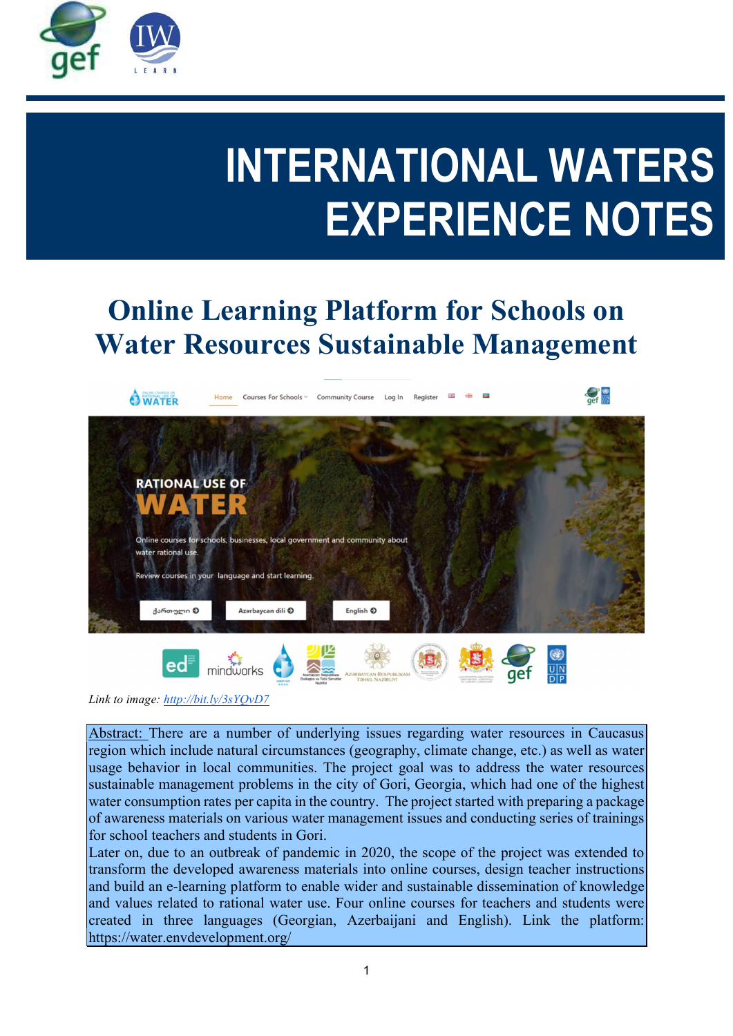# INTERNATIONAL WATERS EXPERIENCE NOTES

## Online Learning Platform for Schools on Water Resources Sustainable Management

*Link to image: http://bit.ly/3sYQvD7*

Abstract: There are a number of underlying issues regarding water resources in Caucasus region which include natural circumstances (geography, climate change, etc.) as well as water usage behavior in local communities. The project goal was to address the water resources sustainable management problems in the city of Gori, Georgia, which had one of the highest water consumption rates per capita in the country. The project started with preparing a package of awareness materials on various water management issues and conducting series of trainings for school teachers and students in Gori.

Later on, due to an outbreak of pandemic in 2020, the scope of the project was extended to transform the developed awareness materials into online courses, design teacher instructions and build an e-learning platform to enable wider and sustainable dissemination of knowledge and values related to rational water use. Four online courses for teachers and students were created in three languages (Georgian, Azerbaijani and English). Link the platform: https://water.envdevelopment.org/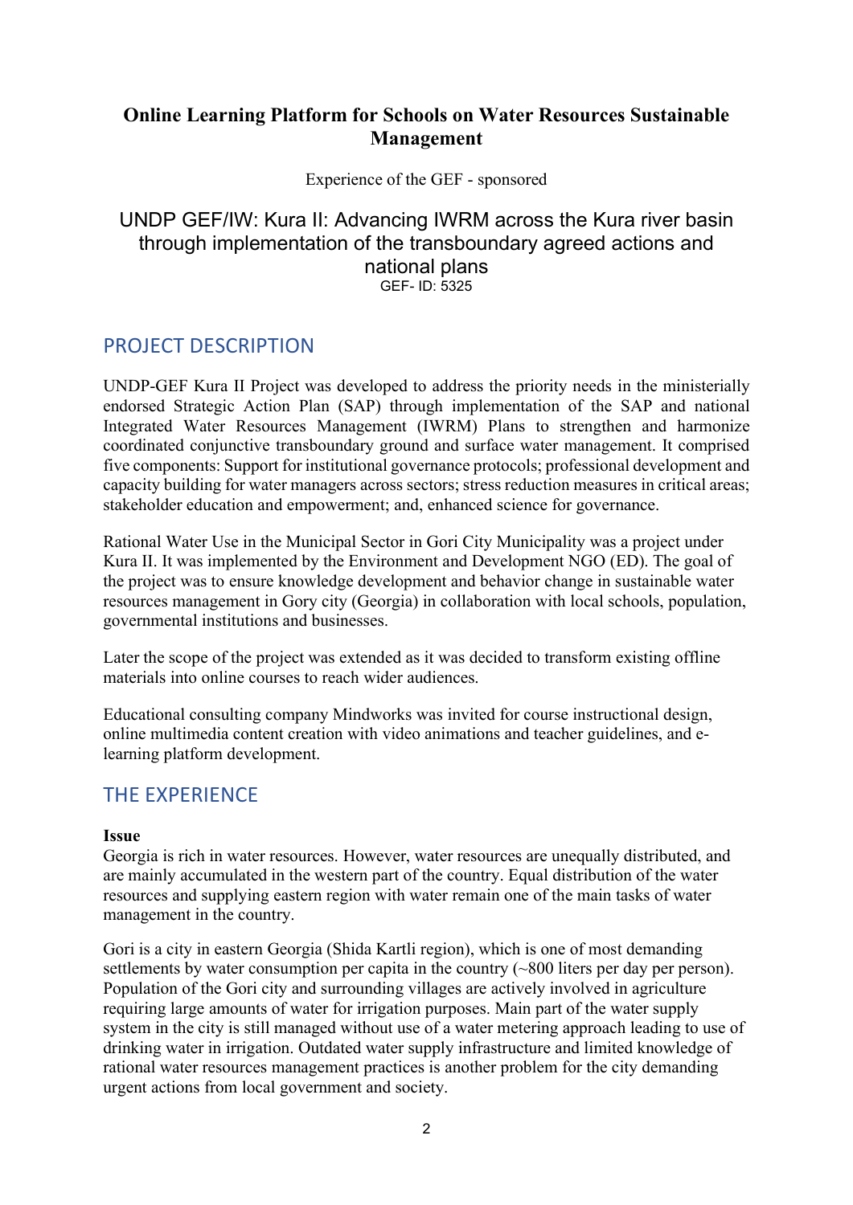**Online Learning Platform for Schools on Water Resources Sustainable Management**

Experience of the GEF - sponsored

UNDP GEF/IW: Kura II: Advancing IWRM across the Kura river basin through implementation of the transboundary agreed actions and national plans

GEF- ID: 5325

## PROJECT DESCRIPTION

UNDP-GEF Kura II Project was developed to address the priority needs in the ministerially endorsed Strategic Action Plan (SAP) through implementation of the SAP and national Integrated Water Resources Management (IWRM) Plans to strengthen and harmonize coordinated conjunctive transboundary ground and surface water management. It comprised five components: Support for institutional governance protocols; professional development and capacity building for water managers across sectors; stress reduction measures in critical areas; stakeholder education and empowerment; and, enhanced science for governance.

Rational Water Use in the Municipal Sector in Gori City Municipality was a project under Kura II. It was implemented by the Environment and Development NGO (ED). The goal of the project was to ensure knowledge development and behavior change in sustainable water resources management in Gory city (Georgia) in collaboration with local schools, population, governmental institutions and businesses.

Later the scope of the project was extended as it was decided to transform existing offline materials into online courses to reach wider audiences.

Educational consulting company Mindworks was invited for course instructional design, online multimedia content creation with video animations and teacher guidelines, and e-learning platform development.

## THE EXPERIENCE

**Issue**

Georgia is rich in water resources. However, water resources are unequally distributed, and are mainly accumulated in the western part of the country. Equal distribution of the water resources and supplying eastern region with water remain one of the main tasks of water management in the country.

Gori is a city in eastern Georgia (Shida Kartli region), which is one of most demanding settlements by water consumption per capita in the country (~800 liters per day per person). Population of the Gori city and surrounding villages are actively involved in agriculture requiring large amounts of water for irrigation purposes. Main part of the water supply system in the city is still managed without use of a water metering approach leading to use of drinking water in irrigation. Outdated water supply infrastructure and limited knowledge of rational water resources management practices is another problem for the city demanding urgent actions from local government and society.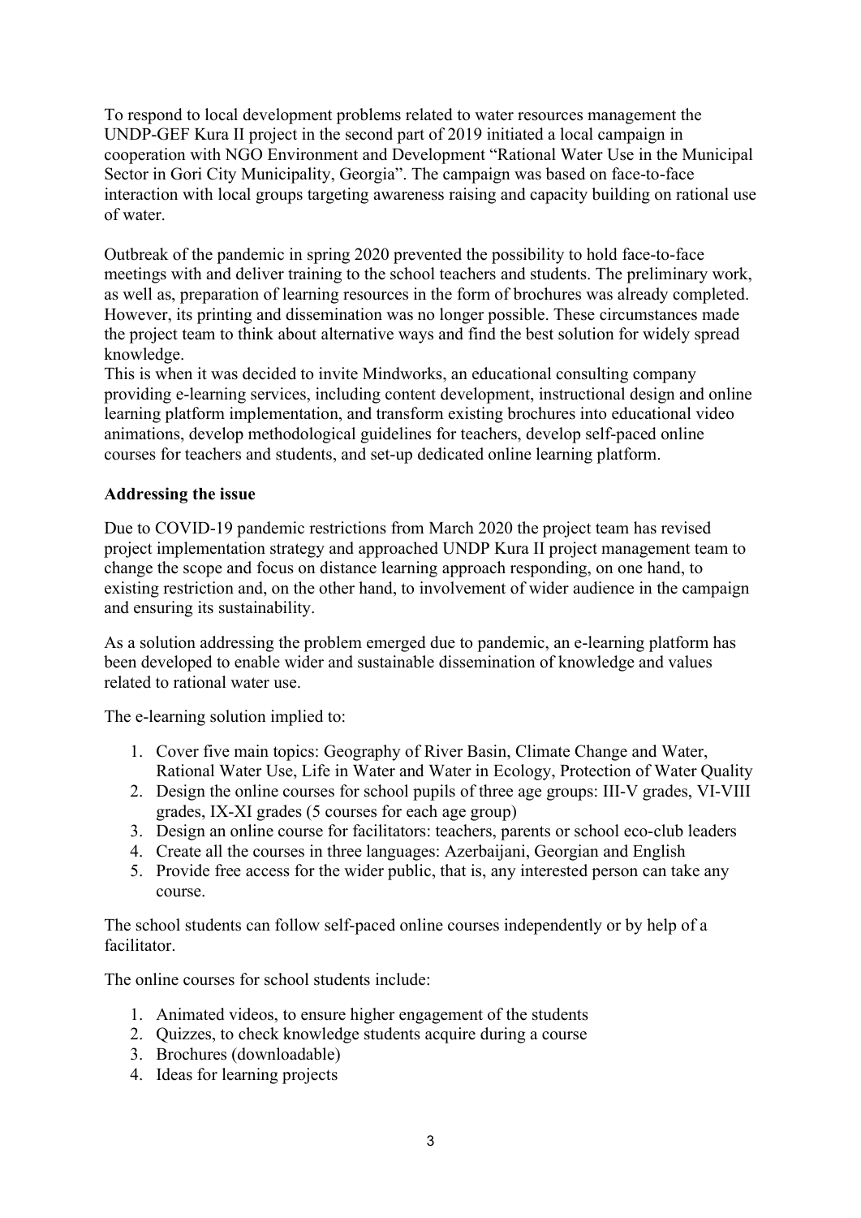To respond to local development problems related to water resources management the UNDP-GEF Kura II project in the second part of 2019 initiated a local campaign in cooperation with NGO Environment and Development "Rational Water Use in the Municipal Sector in Gori City Municipality, Georgia". The campaign was based on face-to-face interaction with local groups targeting awareness raising and capacity building on rational use of water.

Outbreak of the pandemic in spring 2020 prevented the possibility to hold face-to-face meetings with and deliver training to the school teachers and students. The preliminary work, as well as, preparation of learning resources in the form of brochures was already completed. However, its printing and dissemination was no longer possible. These circumstances made the project team to think about alternative ways and find the best solution for widely spread knowledge.

This is when it was decided to invite Mindworks, an educational consulting company providing e-learning services, including content development, instructional design and online learning platform implementation, and transform existing brochures into educational video animations, develop methodological guidelines for teachers, develop self-paced online courses for teachers and students, and set-up dedicated online learning platform.

**Addressing the issue**

Due to COVID-19 pandemic restrictions from March 2020 the project team has revised project implementation strategy and approached UNDP Kura II project management team to change the scope and focus on distance learning approach responding, on one hand, to existing restriction and, on the other hand, to involvement of wider audience in the campaign and ensuring its sustainability.

As a solution addressing the problem emerged due to pandemic, an e-learning platform has been developed to enable wider and sustainable dissemination of knowledge and values related to rational water use.

The e-learning solution implied to:

1. Cover five main topics: Geography of River Basin, Climate Change and Water, Rational Water Use, Life in Water and Water in Ecology, Protection of Water Quality
2. Design the online courses for school pupils of three age groups: III-V grades, VI-VIII grades, IX-XI grades (5 courses for each age group)
3. Design an online course for facilitators: teachers, parents or school eco-club leaders
4. Create all the courses in three languages: Azerbaijani, Georgian and English
5. Provide free access for the wider public, that is, any interested person can take any course.

The school students can follow self-paced online courses independently or by help of a facilitator.

The online courses for school students include:

1. Animated videos, to ensure higher engagement of the students
2. Quizzes, to check knowledge students acquire during a course
3. Brochures (downloadable)
4. Ideas for learning projects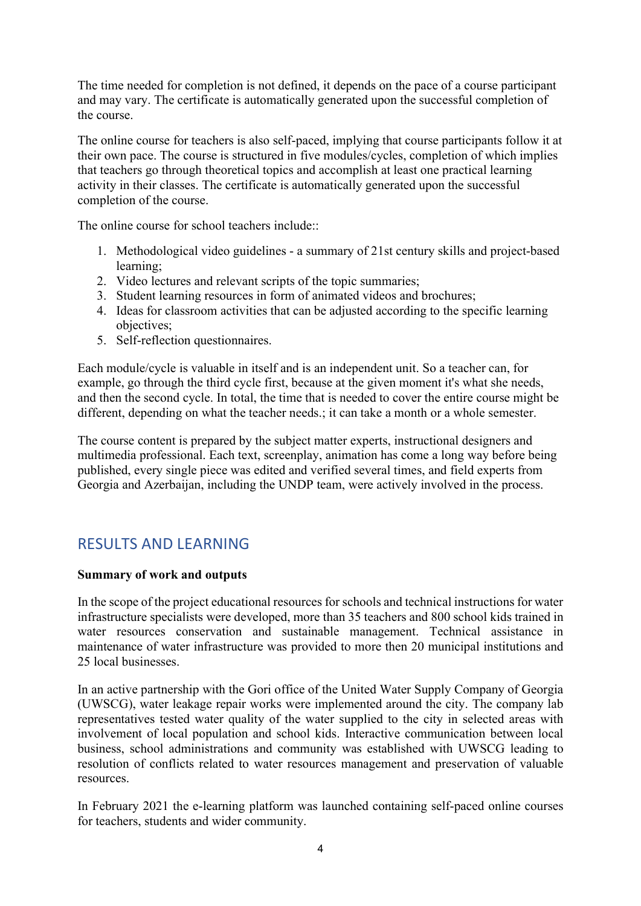The time needed for completion is not defined, it depends on the pace of a course participant and may vary. The certificate is automatically generated upon the successful completion of the course.

The online course for teachers is also self-paced, implying that course participants follow it at their own pace. The course is structured in five modules/cycles, completion of which implies that teachers go through theoretical topics and accomplish at least one practical learning activity in their classes. The certificate is automatically generated upon the successful completion of the course.

The online course for school teachers include::

1. Methodological video guidelines - a summary of 21st century skills and project-based learning;
2. Video lectures and relevant scripts of the topic summaries;
3. Student learning resources in form of animated videos and brochures;
4. Ideas for classroom activities that can be adjusted according to the specific learning objectives;
5. Self-reflection questionnaires.

Each module/cycle is valuable in itself and is an independent unit. So a teacher can, for example, go through the third cycle first, because at the given moment it's what she needs, and then the second cycle. In total, the time that is needed to cover the entire course might be different, depending on what the teacher needs.; it can take a month or a whole semester.

The course content is prepared by the subject matter experts, instructional designers and multimedia professional. Each text, screenplay, animation has come a long way before being published, every single piece was edited and verified several times, and field experts from Georgia and Azerbaijan, including the UNDP team, were actively involved in the process.

## RESULTS AND LEARNING

**Summary of work and outputs**

In the scope of the project educational resources for schools and technical instructions for water infrastructure specialists were developed, more than 35 teachers and 800 school kids trained in water resources conservation and sustainable management. Technical assistance in maintenance of water infrastructure was provided to more then 20 municipal institutions and 25 local businesses.

In an active partnership with the Gori office of the United Water Supply Company of Georgia (UWSCG), water leakage repair works were implemented around the city. The company lab representatives tested water quality of the water supplied to the city in selected areas with involvement of local population and school kids. Interactive communication between local business, school administrations and community was established with UWSCG leading to resolution of conflicts related to water resources management and preservation of valuable resources.

In February 2021 the e-learning platform was launched containing self-paced online courses for teachers, students and wider community.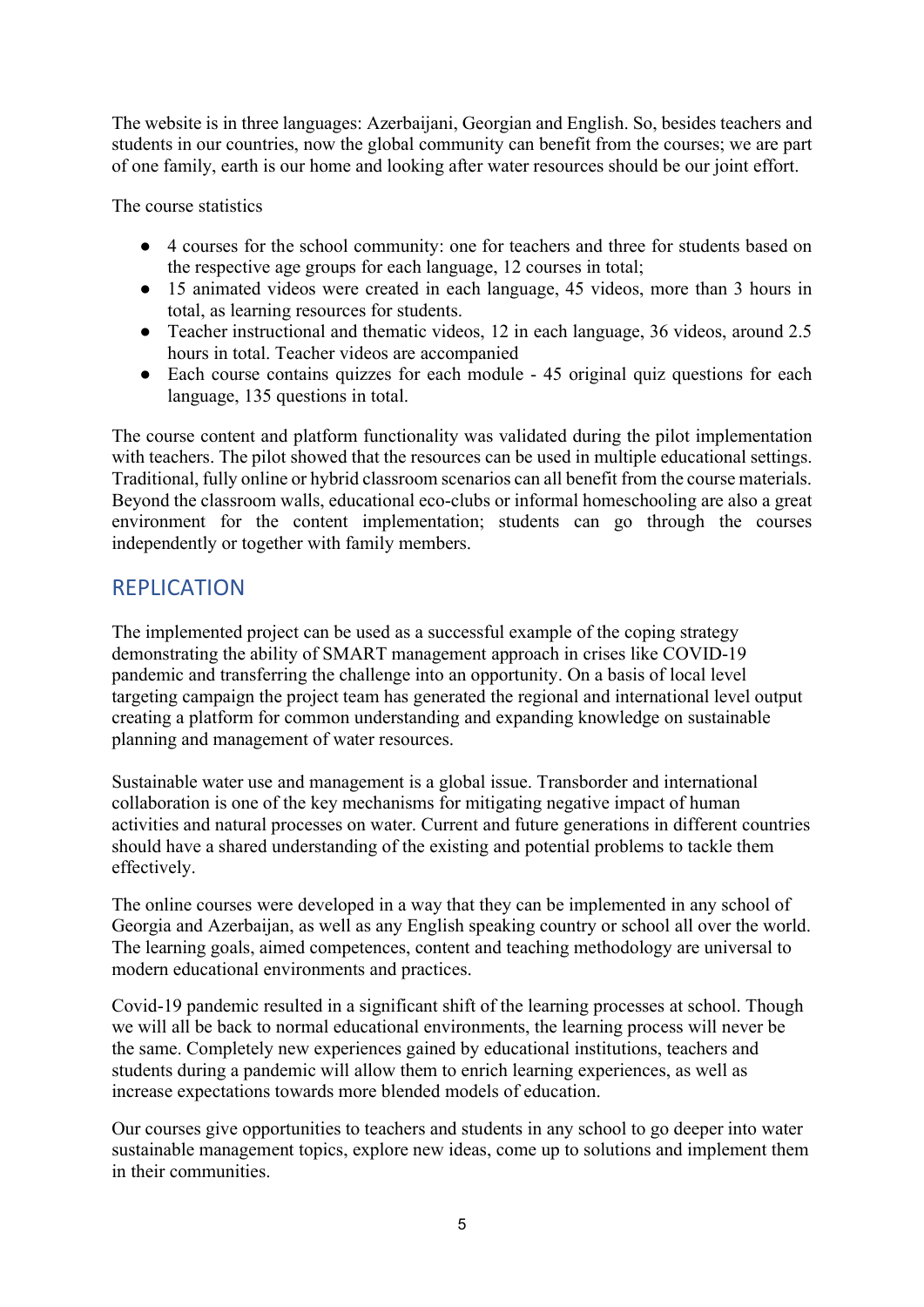The website is in three languages: Azerbaijani, Georgian and English. So, besides teachers and students in our countries, now the global community can benefit from the courses; we are part of one family, earth is our home and looking after water resources should be our joint effort.

The course statistics

- 4 courses for the school community: one for teachers and three for students based on the respective age groups for each language, 12 courses in total;
- 15 animated videos were created in each language, 45 videos, more than 3 hours in total, as learning resources for students.
- Teacher instructional and thematic videos, 12 in each language, 36 videos, around 2.5 hours in total. Teacher videos are accompanied
- Each course contains quizzes for each module - 45 original quiz questions for each language, 135 questions in total.

The course content and platform functionality was validated during the pilot implementation with teachers. The pilot showed that the resources can be used in multiple educational settings. Traditional, fully online or hybrid classroom scenarios can all benefit from the course materials. Beyond the classroom walls, educational eco-clubs or informal homeschooling are also a great environment for the content implementation; students can go through the courses independently or together with family members.

## REPLICATION

The implemented project can be used as a successful example of the coping strategy demonstrating the ability of SMART management approach in crises like COVID-19 pandemic and transferring the challenge into an opportunity. On a basis of local level targeting campaign the project team has generated the regional and international level output creating a platform for common understanding and expanding knowledge on sustainable planning and management of water resources.

Sustainable water use and management is a global issue. Transborder and international collaboration is one of the key mechanisms for mitigating negative impact of human activities and natural processes on water. Current and future generations in different countries should have a shared understanding of the existing and potential problems to tackle them effectively.

The online courses were developed in a way that they can be implemented in any school of Georgia and Azerbaijan, as well as any English speaking country or school all over the world. The learning goals, aimed competences, content and teaching methodology are universal to modern educational environments and practices.

Covid-19 pandemic resulted in a significant shift of the learning processes at school. Though we will all be back to normal educational environments, the learning process will never be the same. Completely new experiences gained by educational institutions, teachers and students during a pandemic will allow them to enrich learning experiences, as well as increase expectations towards more blended models of education.

Our courses give opportunities to teachers and students in any school to go deeper into water sustainable management topics, explore new ideas, come up to solutions and implement them in their communities.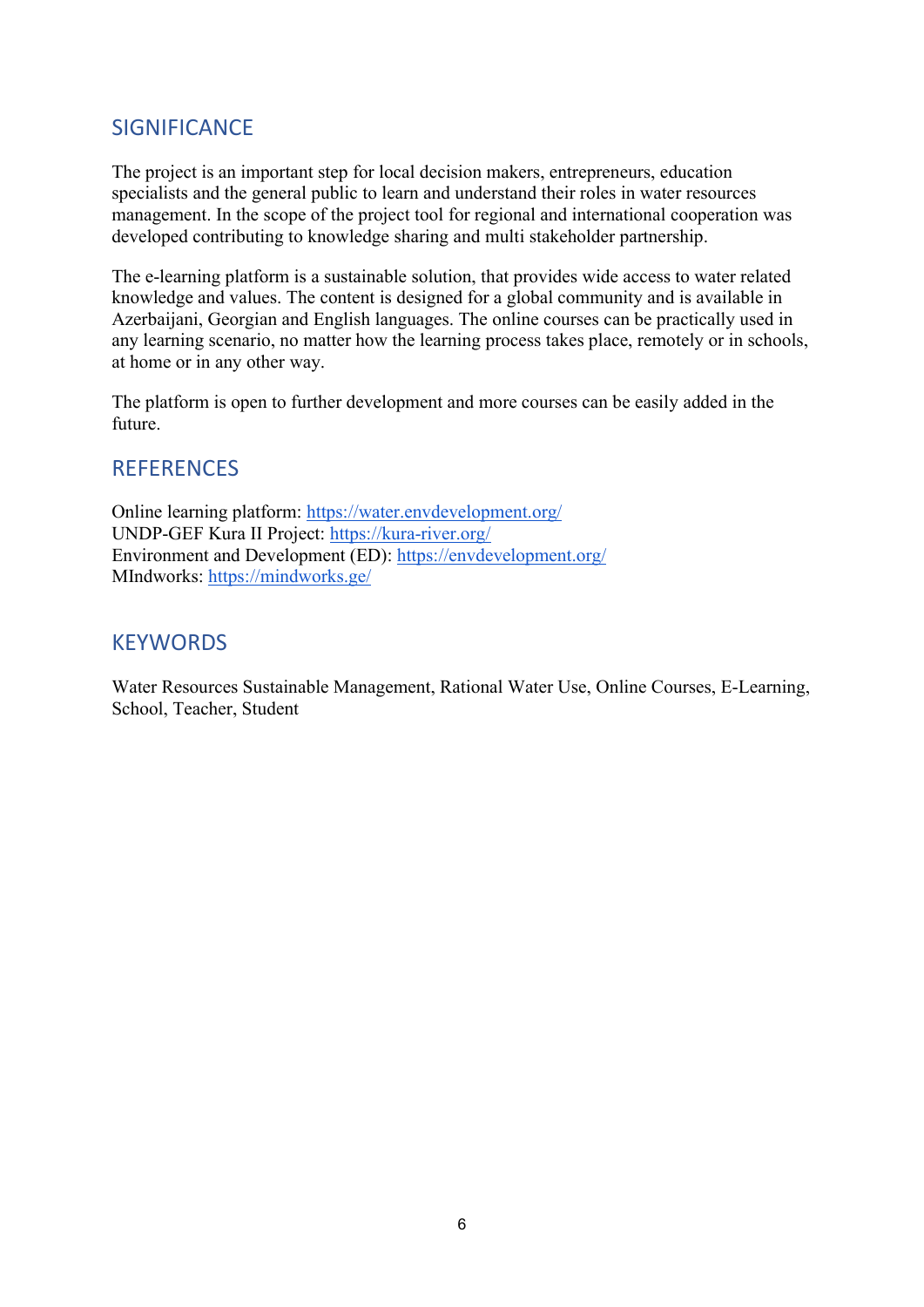## SIGNIFICANCE

The project is an important step for local decision makers, entrepreneurs, education specialists and the general public to learn and understand their roles in water resources management. In the scope of the project tool for regional and international cooperation was developed contributing to knowledge sharing and multi stakeholder partnership.

The e-learning platform is a sustainable solution, that provides wide access to water related knowledge and values. The content is designed for a global community and is available in Azerbaijani, Georgian and English languages. The online courses can be practically used in any learning scenario, no matter how the learning process takes place, remotely or in schools, at home or in any other way.

The platform is open to further development and more courses can be easily added in the future.

## REFERENCES

Online learning platform: https://water.envdevelopment.org/
UNDP-GEF Kura II Project: https://kura-river.org/
Environment and Development (ED): https://envdevelopment.org/
MIndworks: https://mindworks.ge/

## KEYWORDS

Water Resources Sustainable Management, Rational Water Use, Online Courses, E-Learning, School, Teacher, Student